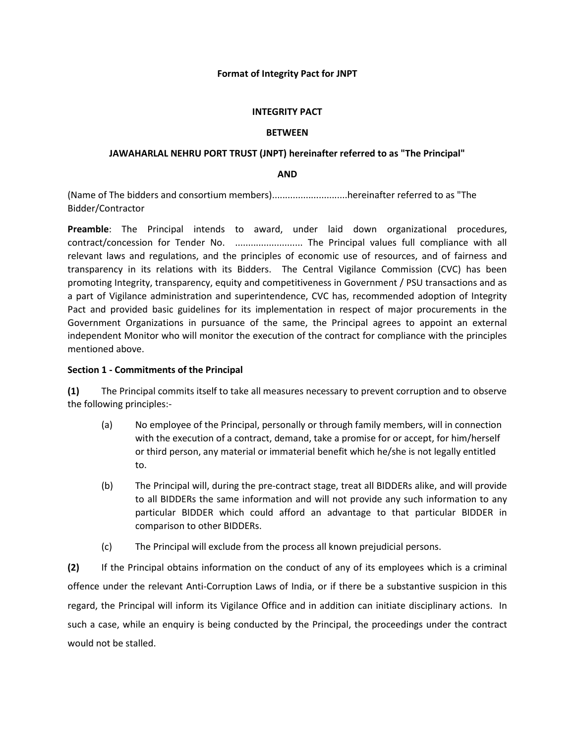**Format of Integrity Pact for JNPT**

**INTEGRITY PACT**

**BETWEEN**

**JAWAHARLAL NEHRU PORT TRUST (JNPT) hereinafter referred to as "The Principal"**

**AND**

(Name of The bidders and consortium members)............................hereinafter referred to as "The Bidder/Contractor

**Preamble**: The Principal intends to award, under laid down organizational procedures, contract/concession for Tender No. ......................... The Principal values full compliance with all relevant laws and regulations, and the principles of economic use of resources, and of fairness and transparency in its relations with its Bidders. The Central Vigilance Commission (CVC) has been promoting Integrity, transparency, equity and competitiveness in Government / PSU transactions and as a part of Vigilance administration and superintendence, CVC has, recommended adoption of Integrity Pact and provided basic guidelines for its implementation in respect of major procurements in the Government Organizations in pursuance of the same, the Principal agrees to appoint an external independent Monitor who will monitor the execution of the contract for compliance with the principles mentioned above.

**Section 1 - Commitments of the Principal**

**(1)** The Principal commits itself to take all measures necessary to prevent corruption and to observe the following principles:-

(a) No employee of the Principal, personally or through family members, will in connection with the execution of a contract, demand, take a promise for or accept, for him/herself or third person, any material or immaterial benefit which he/she is not legally entitled to.

(b) The Principal will, during the pre-contract stage, treat all BIDDERs alike, and will provide to all BIDDERs the same information and will not provide any such information to any particular BIDDER which could afford an advantage to that particular BIDDER in comparison to other BIDDERs.

(c) The Principal will exclude from the process all known prejudicial persons.

**(2)** If the Principal obtains information on the conduct of any of its employees which is a criminal offence under the relevant Anti-Corruption Laws of India, or if there be a substantive suspicion in this regard, the Principal will inform its Vigilance Office and in addition can initiate disciplinary actions. In such a case, while an enquiry is being conducted by the Principal, the proceedings under the contract would not be stalled.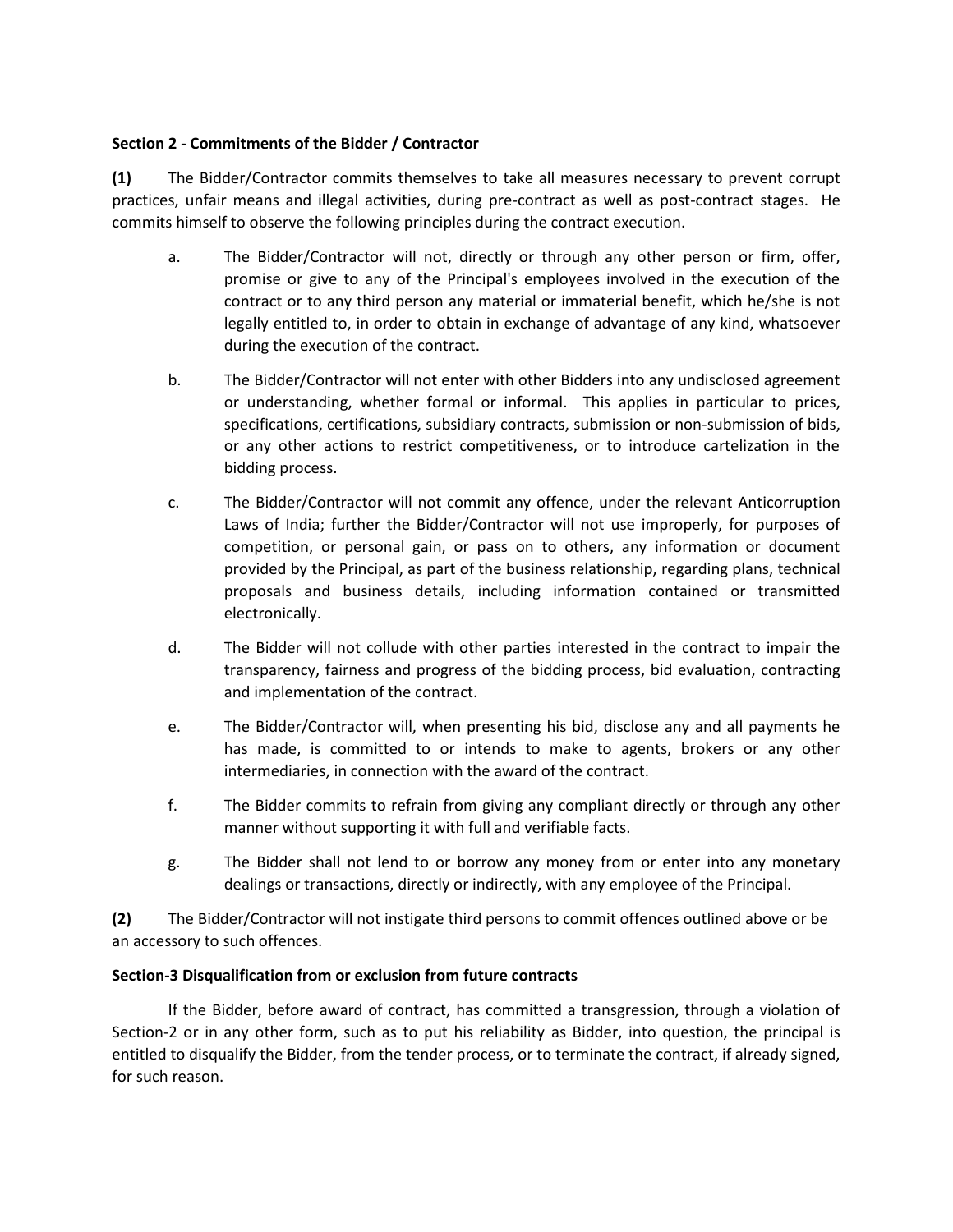**Section 2 - Commitments of the Bidder / Contractor**

**(1)** The Bidder/Contractor commits themselves to take all measures necessary to prevent corrupt practices, unfair means and illegal activities, during pre-contract as well as post-contract stages. He commits himself to observe the following principles during the contract execution.

a. The Bidder/Contractor will not, directly or through any other person or firm, offer, promise or give to any of the Principal's employees involved in the execution of the contract or to any third person any material or immaterial benefit, which he/she is not legally entitled to, in order to obtain in exchange of advantage of any kind, whatsoever during the execution of the contract.

b. The Bidder/Contractor will not enter with other Bidders into any undisclosed agreement or understanding, whether formal or informal. This applies in particular to prices, specifications, certifications, subsidiary contracts, submission or non-submission of bids, or any other actions to restrict competitiveness, or to introduce cartelization in the bidding process.

c. The Bidder/Contractor will not commit any offence, under the relevant Anticorruption Laws of India; further the Bidder/Contractor will not use improperly, for purposes of competition, or personal gain, or pass on to others, any information or document provided by the Principal, as part of the business relationship, regarding plans, technical proposals and business details, including information contained or transmitted electronically.

d. The Bidder will not collude with other parties interested in the contract to impair the transparency, fairness and progress of the bidding process, bid evaluation, contracting and implementation of the contract.

e. The Bidder/Contractor will, when presenting his bid, disclose any and all payments he has made, is committed to or intends to make to agents, brokers or any other intermediaries, in connection with the award of the contract.

f. The Bidder commits to refrain from giving any compliant directly or through any other manner without supporting it with full and verifiable facts.

g. The Bidder shall not lend to or borrow any money from or enter into any monetary dealings or transactions, directly or indirectly, with any employee of the Principal.

**(2)** The Bidder/Contractor will not instigate third persons to commit offences outlined above or be an accessory to such offences.

**Section-3 Disqualification from or exclusion from future contracts**

If the Bidder, before award of contract, has committed a transgression, through a violation of Section-2 or in any other form, such as to put his reliability as Bidder, into question, the principal is entitled to disqualify the Bidder, from the tender process, or to terminate the contract, if already signed, for such reason.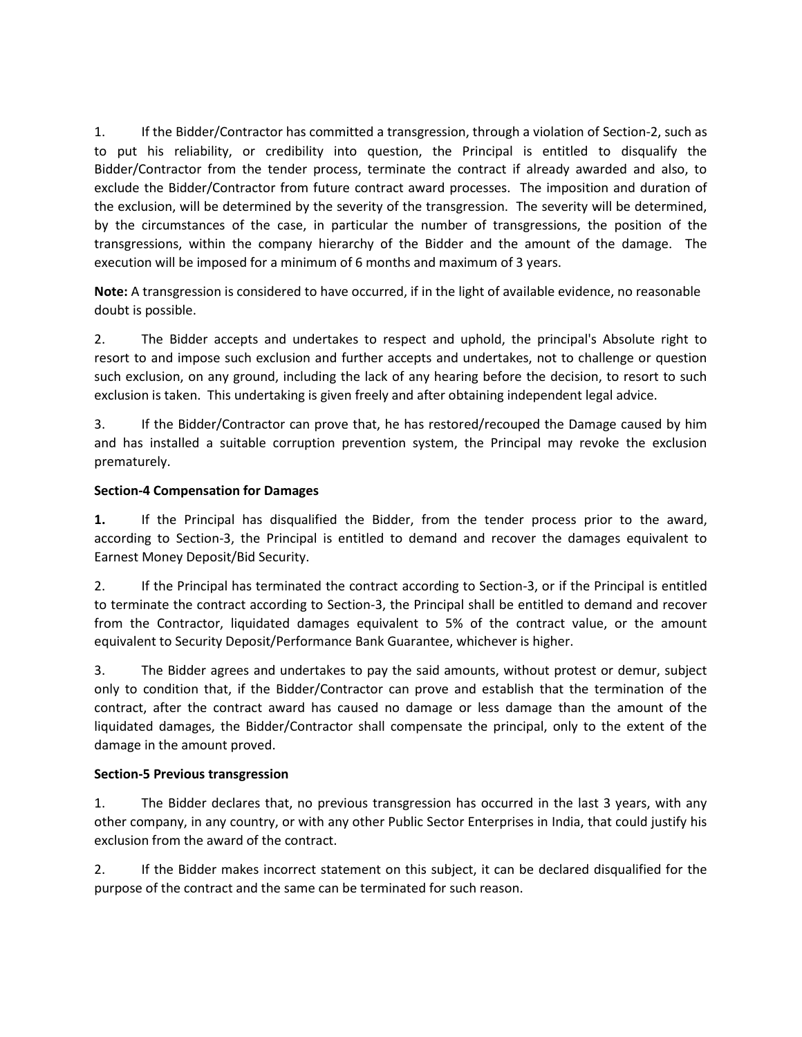1. If the Bidder/Contractor has committed a transgression, through a violation of Section-2, such as to put his reliability, or credibility into question, the Principal is entitled to disqualify the Bidder/Contractor from the tender process, terminate the contract if already awarded and also, to exclude the Bidder/Contractor from future contract award processes. The imposition and duration of the exclusion, will be determined by the severity of the transgression. The severity will be determined, by the circumstances of the case, in particular the number of transgressions, the position of the transgressions, within the company hierarchy of the Bidder and the amount of the damage. The execution will be imposed for a minimum of 6 months and maximum of 3 years.

**Note:** A transgression is considered to have occurred, if in the light of available evidence, no reasonable doubt is possible.

2. The Bidder accepts and undertakes to respect and uphold, the principal's Absolute right to resort to and impose such exclusion and further accepts and undertakes, not to challenge or question such exclusion, on any ground, including the lack of any hearing before the decision, to resort to such exclusion is taken. This undertaking is given freely and after obtaining independent legal advice.

3. If the Bidder/Contractor can prove that, he has restored/recouped the Damage caused by him and has installed a suitable corruption prevention system, the Principal may revoke the exclusion prematurely.

**Section-4 Compensation for Damages**

**1.** If the Principal has disqualified the Bidder, from the tender process prior to the award, according to Section-3, the Principal is entitled to demand and recover the damages equivalent to Earnest Money Deposit/Bid Security.

2. If the Principal has terminated the contract according to Section-3, or if the Principal is entitled to terminate the contract according to Section-3, the Principal shall be entitled to demand and recover from the Contractor, liquidated damages equivalent to 5% of the contract value, or the amount equivalent to Security Deposit/Performance Bank Guarantee, whichever is higher.

3. The Bidder agrees and undertakes to pay the said amounts, without protest or demur, subject only to condition that, if the Bidder/Contractor can prove and establish that the termination of the contract, after the contract award has caused no damage or less damage than the amount of the liquidated damages, the Bidder/Contractor shall compensate the principal, only to the extent of the damage in the amount proved.

**Section-5 Previous transgression**

1. The Bidder declares that, no previous transgression has occurred in the last 3 years, with any other company, in any country, or with any other Public Sector Enterprises in India, that could justify his exclusion from the award of the contract.

2. If the Bidder makes incorrect statement on this subject, it can be declared disqualified for the purpose of the contract and the same can be terminated for such reason.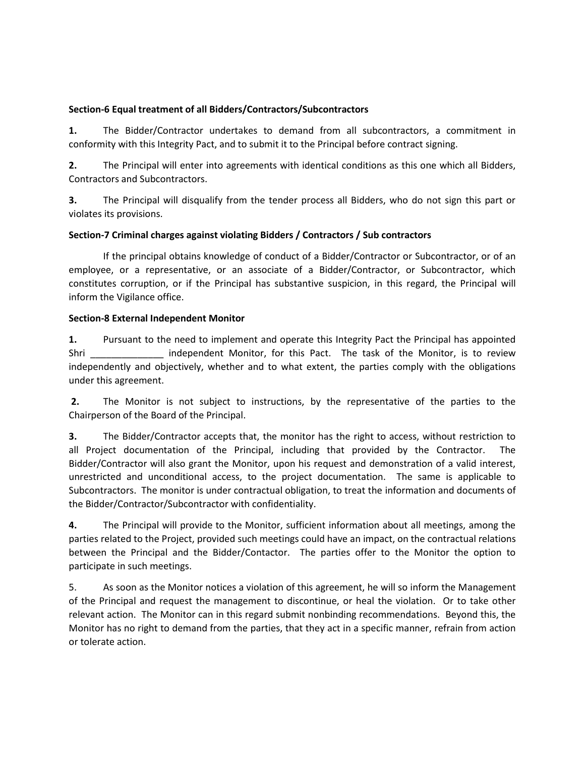**Section-6 Equal treatment of all Bidders/Contractors/Subcontractors**

**1.** The Bidder/Contractor undertakes to demand from all subcontractors, a commitment in conformity with this Integrity Pact, and to submit it to the Principal before contract signing.

**2.** The Principal will enter into agreements with identical conditions as this one which all Bidders, Contractors and Subcontractors.

**3.** The Principal will disqualify from the tender process all Bidders, who do not sign this part or violates its provisions.

**Section-7 Criminal charges against violating Bidders / Contractors / Sub contractors**

If the principal obtains knowledge of conduct of a Bidder/Contractor or Subcontractor, or of an employee, or a representative, or an associate of a Bidder/Contractor, or Subcontractor, which constitutes corruption, or if the Principal has substantive suspicion, in this regard, the Principal will inform the Vigilance office.

**Section-8 External Independent Monitor**

**1.** Pursuant to the need to implement and operate this Integrity Pact the Principal has appointed Shri ______________ independent Monitor, for this Pact. The task of the Monitor, is to review independently and objectively, whether and to what extent, the parties comply with the obligations under this agreement.

**2.** The Monitor is not subject to instructions, by the representative of the parties to the Chairperson of the Board of the Principal.

**3.** The Bidder/Contractor accepts that, the monitor has the right to access, without restriction to all Project documentation of the Principal, including that provided by the Contractor. The Bidder/Contractor will also grant the Monitor, upon his request and demonstration of a valid interest, unrestricted and unconditional access, to the project documentation. The same is applicable to Subcontractors. The monitor is under contractual obligation, to treat the information and documents of the Bidder/Contractor/Subcontractor with confidentiality.

**4.** The Principal will provide to the Monitor, sufficient information about all meetings, among the parties related to the Project, provided such meetings could have an impact, on the contractual relations between the Principal and the Bidder/Contactor. The parties offer to the Monitor the option to participate in such meetings.

5. As soon as the Monitor notices a violation of this agreement, he will so inform the Management of the Principal and request the management to discontinue, or heal the violation. Or to take other relevant action. The Monitor can in this regard submit nonbinding recommendations. Beyond this, the Monitor has no right to demand from the parties, that they act in a specific manner, refrain from action or tolerate action.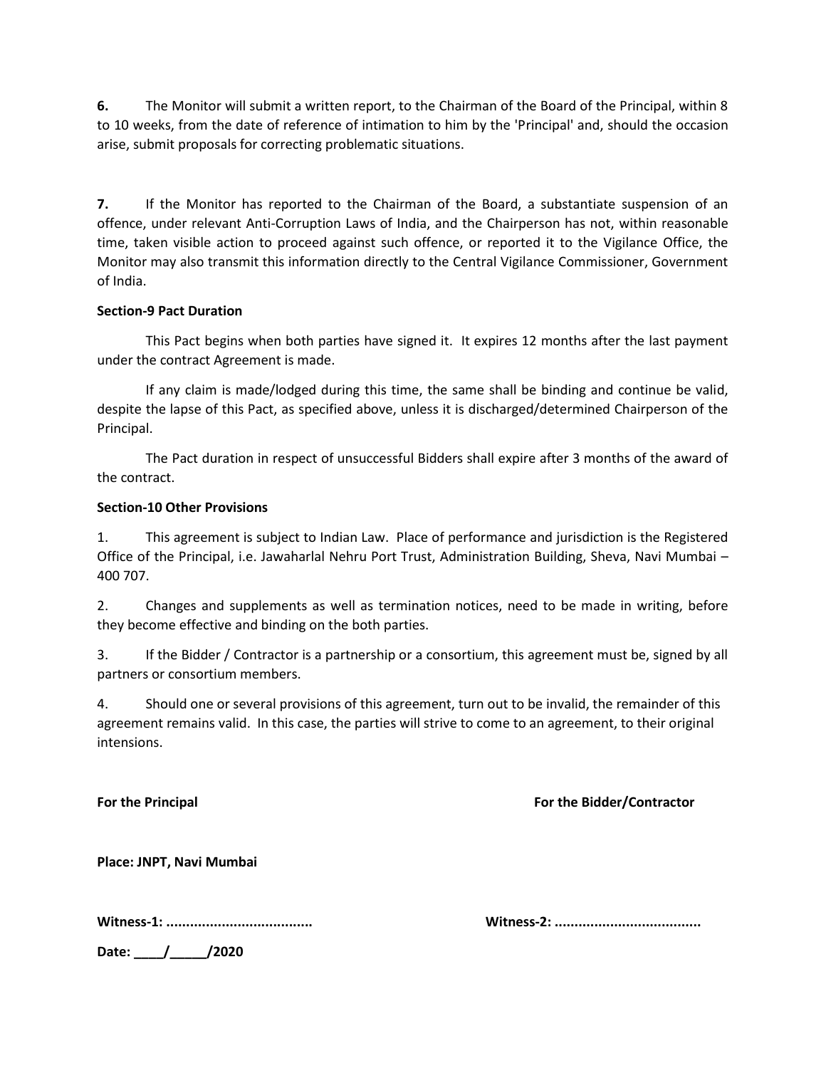**6.** The Monitor will submit a written report, to the Chairman of the Board of the Principal, within 8 to 10 weeks, from the date of reference of intimation to him by the 'Principal' and, should the occasion arise, submit proposals for correcting problematic situations.

**7.** If the Monitor has reported to the Chairman of the Board, a substantiate suspension of an offence, under relevant Anti-Corruption Laws of India, and the Chairperson has not, within reasonable time, taken visible action to proceed against such offence, or reported it to the Vigilance Office, the Monitor may also transmit this information directly to the Central Vigilance Commissioner, Government of India.

**Section-9 Pact Duration**

This Pact begins when both parties have signed it. It expires 12 months after the last payment under the contract Agreement is made.

If any claim is made/lodged during this time, the same shall be binding and continue be valid, despite the lapse of this Pact, as specified above, unless it is discharged/determined Chairperson of the Principal.

The Pact duration in respect of unsuccessful Bidders shall expire after 3 months of the award of the contract.

**Section-10 Other Provisions**

1. This agreement is subject to Indian Law. Place of performance and jurisdiction is the Registered Office of the Principal, i.e. Jawaharlal Nehru Port Trust, Administration Building, Sheva, Navi Mumbai – 400 707.

2. Changes and supplements as well as termination notices, need to be made in writing, before they become effective and binding on the both parties.

3. If the Bidder / Contractor is a partnership or a consortium, this agreement must be, signed by all partners or consortium members.

4. Should one or several provisions of this agreement, turn out to be invalid, the remainder of this agreement remains valid. In this case, the parties will strive to come to an agreement, to their original intensions.

**For the Principal** **For the Bidder/Contractor**

**Place: JNPT, Navi Mumbai**

**Witness-1: ....................................** **Witness-2: ....................................**

**Date: ____/_____/2020**